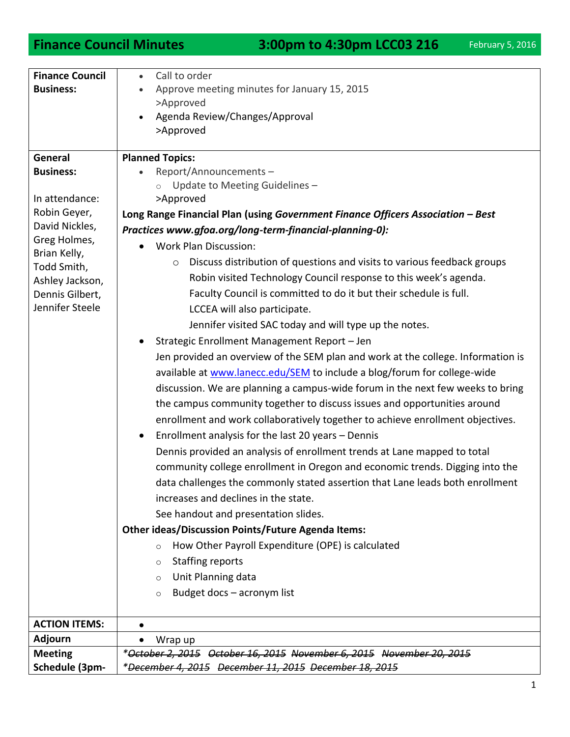# Finance Council Minutes 3:00pm to 4:30pm LCC03 216 February 5, 2016

| | |
|---|---|
| **Finance Council Business:** | • Call to order<br>• Approve meeting minutes for January 15, 2015<br>>Approved<br>• Agenda Review/Changes/Approval<br>>Approved |
| **General Business:**<br><br>In attendance: Robin Geyer, David Nickles, Greg Holmes, Brian Kelly, Todd Smith, Ashley Jackson, Dennis Gilbert, Jennifer Steele | **Planned Topics:**<br>• Report/Announcements –<br>◦ Update to Meeting Guidelines –<br>>Approved<br>**Long Range Financial Plan (using *Government Finance Officers Association – Best Practices www.gfoa.org/long-term-financial-planning-0):***<br>• Work Plan Discussion:<br>◦ Discuss distribution of questions and visits to various feedback groups<br>Robin visited Technology Council response to this week's agenda.<br>Faculty Council is committed to do it but their schedule is full.<br>LCCEA will also participate.<br>Jennifer visited SAC today and will type up the notes.<br>• Strategic Enrollment Management Report – Jen<br>Jen provided an overview of the SEM plan and work at the college. Information is available at www.lanecc.edu/SEM to include a blog/forum for college-wide discussion. We are planning a campus-wide forum in the next few weeks to bring the campus community together to discuss issues and opportunities around enrollment and work collaboratively together to achieve enrollment objectives.<br>• Enrollment analysis for the last 20 years – Dennis<br>Dennis provided an analysis of enrollment trends at Lane mapped to total community college enrollment in Oregon and economic trends. Digging into the data challenges the commonly stated assertion that Lane leads both enrollment increases and declines in the state.<br>See handout and presentation slides.<br>**Other ideas/Discussion Points/Future Agenda Items:**<br>◦ How Other Payroll Expenditure (OPE) is calculated<br>◦ Staffing reports<br>◦ Unit Planning data<br>◦ Budget docs – acronym list |
| **ACTION ITEMS:** | • |
| **Adjourn** | • Wrap up |
| **Meeting Schedule (3pm-** | *~~*October 2, 2015~~ ~~October 16, 2015~~ ~~November 6, 2015~~ ~~November 20, 2015~~*<br>*~~*December 4, 2015~~ ~~December 11, 2015~~ ~~December 18, 2015~~* |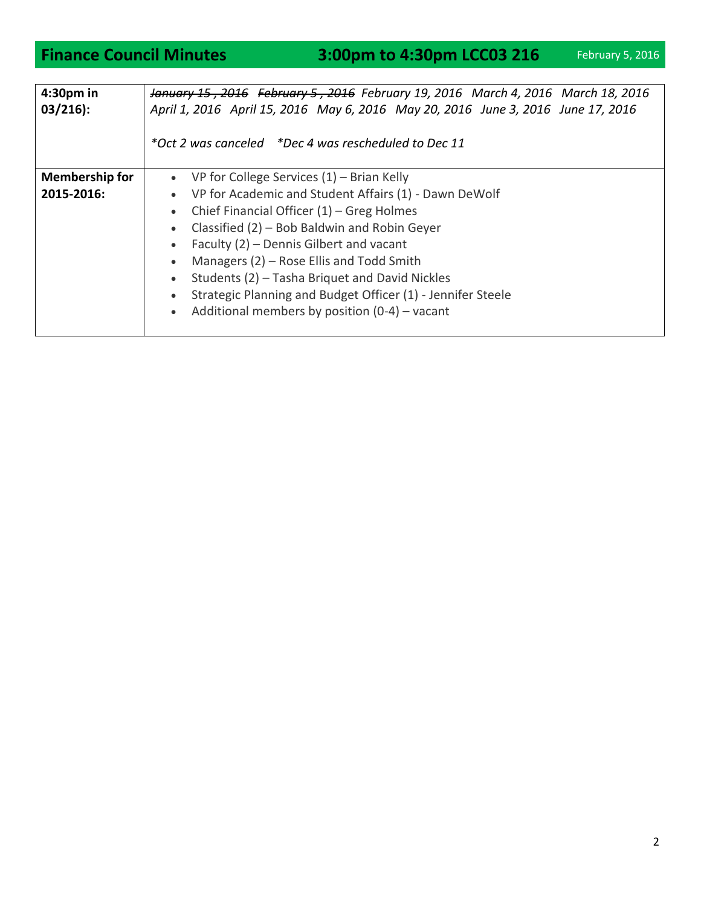| | |
|---|---|
| **4:30pm in 03/216):** | *~~January 15 , 2016~~ ~~February 5 , 2016~~ February 19, 2016 March 4, 2016 March 18, 2016 April 1, 2016 April 15, 2016 May 6, 2016 May 20, 2016 June 3, 2016 June 17, 2016*<br><br>*\*Oct 2 was canceled \*Dec 4 was rescheduled to Dec 11* |
| **Membership for 2015-2016:** | • VP for College Services (1) – Brian Kelly<br>• VP for Academic and Student Affairs (1) - Dawn DeWolf<br>• Chief Financial Officer (1) – Greg Holmes<br>• Classified (2) – Bob Baldwin and Robin Geyer<br>• Faculty (2) – Dennis Gilbert and vacant<br>• Managers (2) – Rose Ellis and Todd Smith<br>• Students (2) – Tasha Briquet and David Nickles<br>• Strategic Planning and Budget Officer (1) - Jennifer Steele<br>• Additional members by position (0-4) – vacant |